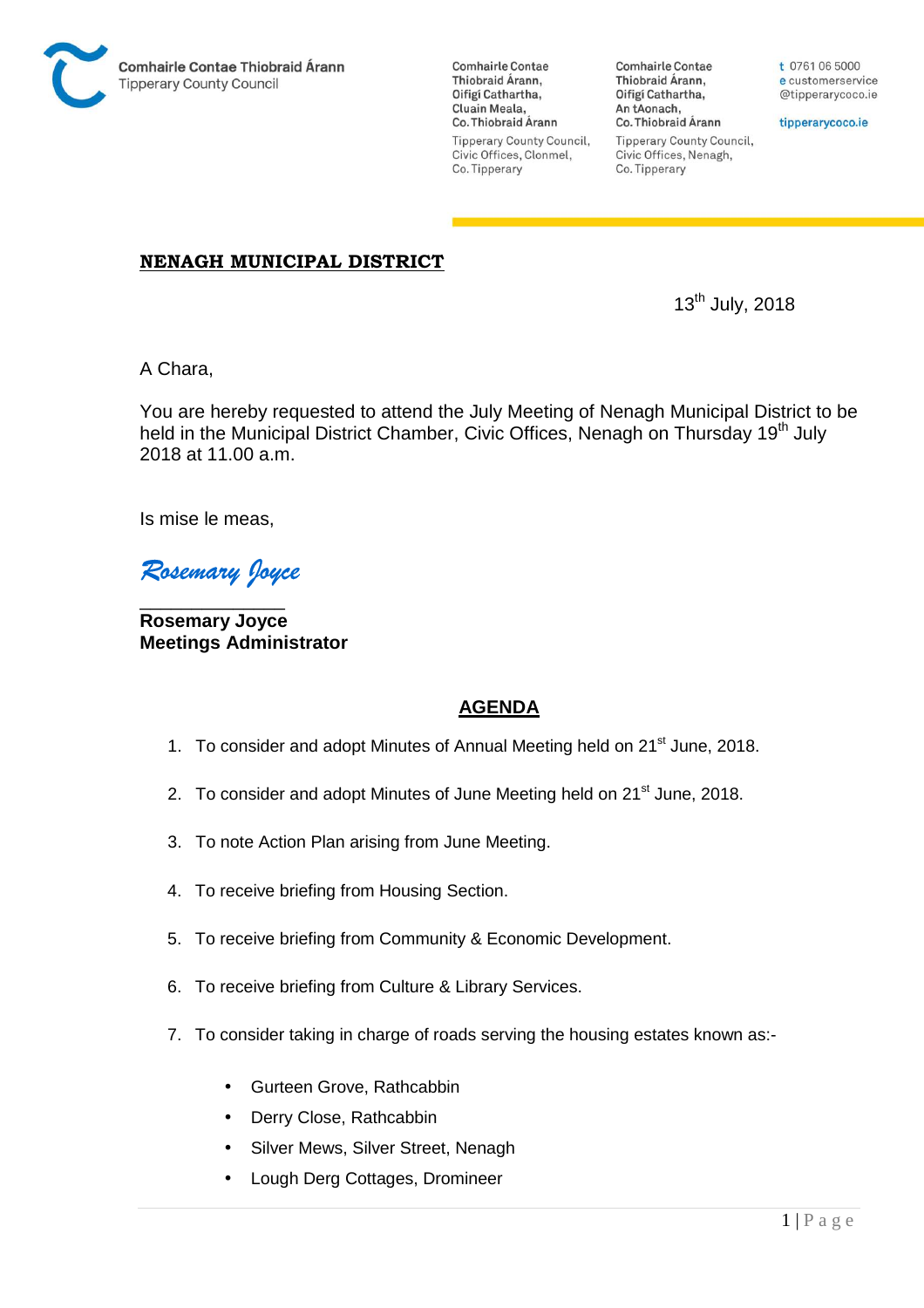Comhairle Contae Thiobraid Árann
Tipperary County Council

Comhairle Contae Thiobraid Árann, Oifigí Cathartha, Cluain Meala, Co. Thiobraid Árann

Tipperary County Council, Civic Offices, Clonmel, Co. Tipperary

Comhairle Contae Thiobraid Árann, Oifigí Cathartha, An tAonach, Co. Thiobraid Árann

Tipperary County Council, Civic Offices, Nenagh, Co. Tipperary

t 0761 06 5000
e customerservice@tipperarycoco.ie

tipperarycoco.ie

**NENAGH MUNICIPAL DISTRICT**

13th July, 2018

A Chara,

You are hereby requested to attend the July Meeting of Nenagh Municipal District to be held in the Municipal District Chamber, Civic Offices, Nenagh on Thursday 19th July 2018 at 11.00 a.m.

Is mise le meas,

*Rosemary Joyce*

**Rosemary Joyce**
**Meetings Administrator**

## AGENDA

1. To consider and adopt Minutes of Annual Meeting held on 21st June, 2018.

2. To consider and adopt Minutes of June Meeting held on 21st June, 2018.

3. To note Action Plan arising from June Meeting.

4. To receive briefing from Housing Section.

5. To receive briefing from Community & Economic Development.

6. To receive briefing from Culture & Library Services.

7. To consider taking in charge of roads serving the housing estates known as:-

   - Gurteen Grove, Rathcabbin
   - Derry Close, Rathcabbin
   - Silver Mews, Silver Street, Nenagh
   - Lough Derg Cottages, Dromineer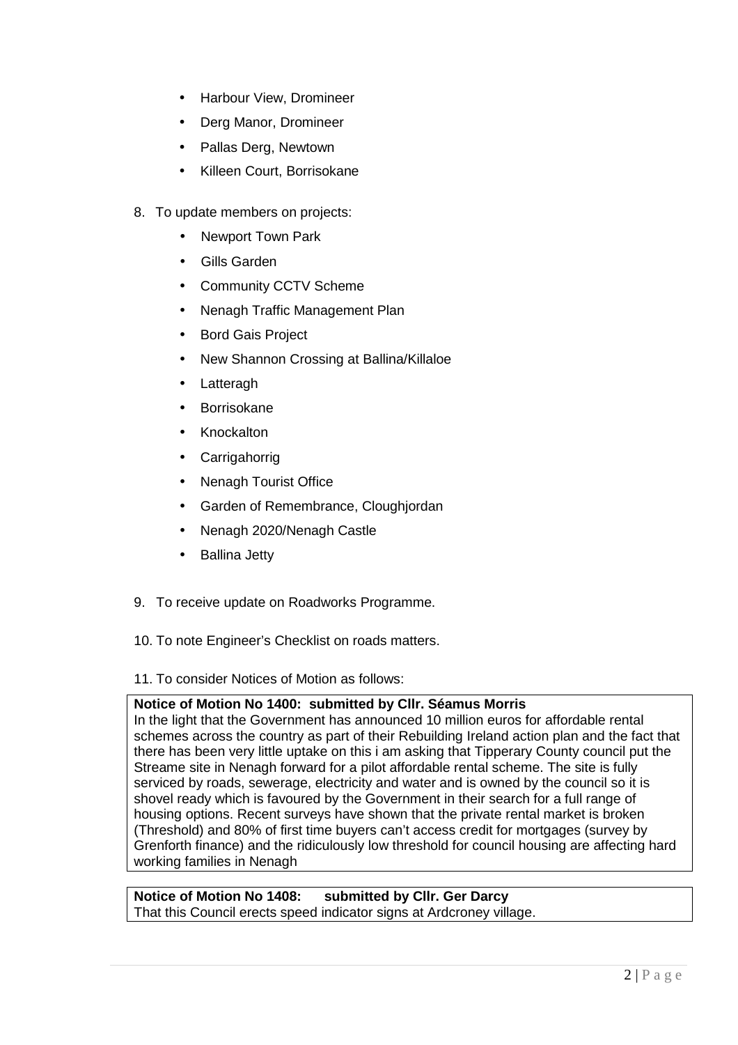- Harbour View, Dromineer
- Derg Manor, Dromineer
- Pallas Derg, Newtown
- Killeen Court, Borrisokane

8. To update members on projects:
    - Newport Town Park
    - Gills Garden
    - Community CCTV Scheme
    - Nenagh Traffic Management Plan
    - Bord Gais Project
    - New Shannon Crossing at Ballina/Killaloe
    - Latteragh
    - Borrisokane
    - Knockalton
    - Carrigahorrig
    - Nenagh Tourist Office
    - Garden of Remembrance, Cloughjordan
    - Nenagh 2020/Nenagh Castle
    - Ballina Jetty

9. To receive update on Roadworks Programme.

10. To note Engineer's Checklist on roads matters.

11. To consider Notices of Motion as follows:

**Notice of Motion No 1400: submitted by Cllr. Séamus Morris**
In the light that the Government has announced 10 million euros for affordable rental schemes across the country as part of their Rebuilding Ireland action plan and the fact that there has been very little uptake on this i am asking that Tipperary County council put the Streame site in Nenagh forward for a pilot affordable rental scheme. The site is fully serviced by roads, sewerage, electricity and water and is owned by the council so it is shovel ready which is favoured by the Government in their search for a full range of housing options. Recent surveys have shown that the private rental market is broken (Threshold) and 80% of first time buyers can't access credit for mortgages (survey by Grenforth finance) and the ridiculously low threshold for council housing are affecting hard working families in Nenagh

**Notice of Motion No 1408: submitted by Cllr. Ger Darcy**
That this Council erects speed indicator signs at Ardcroney village.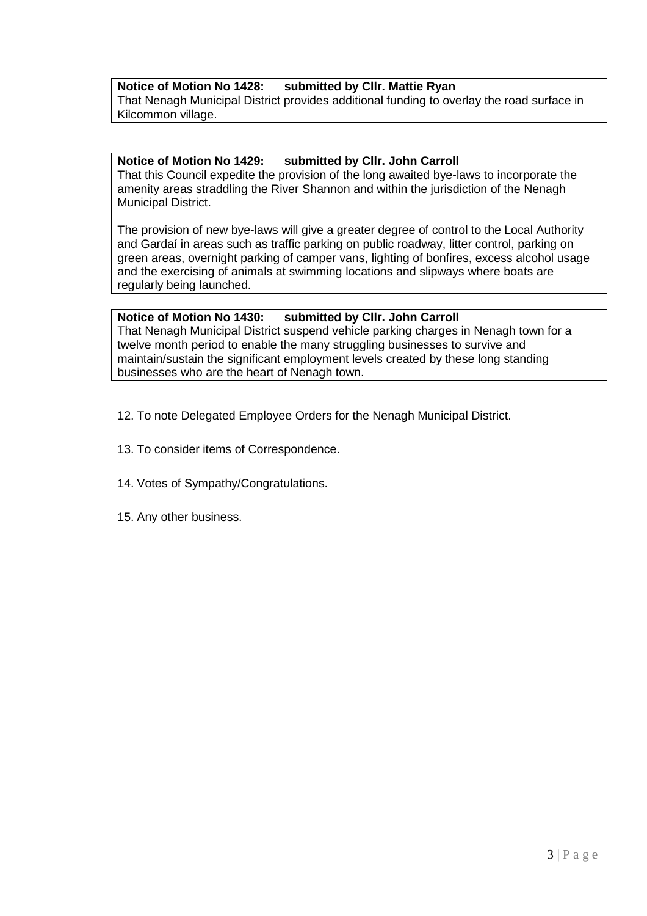**Notice of Motion No 1428: submitted by Cllr. Mattie Ryan**
That Nenagh Municipal District provides additional funding to overlay the road surface in Kilcommon village.

**Notice of Motion No 1429: submitted by Cllr. John Carroll**
That this Council expedite the provision of the long awaited bye-laws to incorporate the amenity areas straddling the River Shannon and within the jurisdiction of the Nenagh Municipal District.

The provision of new bye-laws will give a greater degree of control to the Local Authority and Gardaí in areas such as traffic parking on public roadway, litter control, parking on green areas, overnight parking of camper vans, lighting of bonfires, excess alcohol usage and the exercising of animals at swimming locations and slipways where boats are regularly being launched.

**Notice of Motion No 1430: submitted by Cllr. John Carroll**
That Nenagh Municipal District suspend vehicle parking charges in Nenagh town for a twelve month period to enable the many struggling businesses to survive and maintain/sustain the significant employment levels created by these long standing businesses who are the heart of Nenagh town.

12. To note Delegated Employee Orders for the Nenagh Municipal District.

13. To consider items of Correspondence.

14. Votes of Sympathy/Congratulations.

15. Any other business.